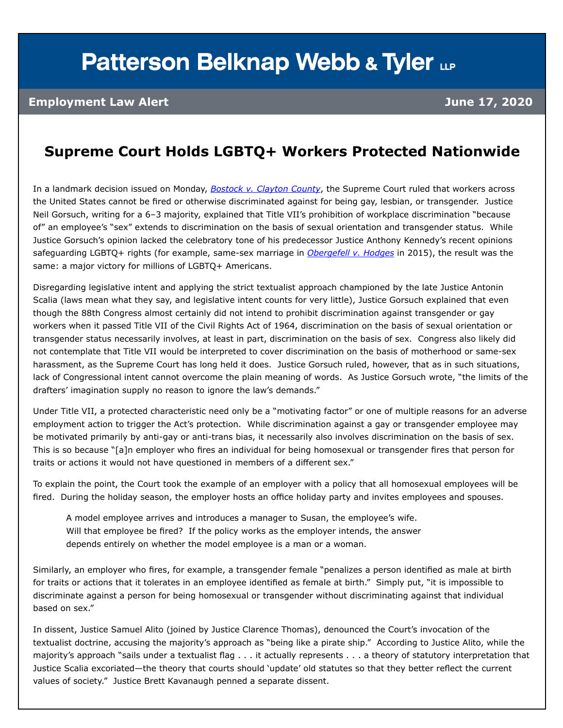# Patterson Belknap Webb & Tyler LLP

**Employment Law Alert** **June 17, 2020**

## Supreme Court Holds LGBTQ+ Workers Protected Nationwide

In a landmark decision issued on Monday, *Bostock v. Clayton County*, the Supreme Court ruled that workers across the United States cannot be fired or otherwise discriminated against for being gay, lesbian, or transgender. Justice Neil Gorsuch, writing for a 6–3 majority, explained that Title VII's prohibition of workplace discrimination "because of" an employee's "sex" extends to discrimination on the basis of sexual orientation and transgender status. While Justice Gorsuch's opinion lacked the celebratory tone of his predecessor Justice Anthony Kennedy's recent opinions safeguarding LGBTQ+ rights (for example, same-sex marriage in *Obergefell v. Hodges* in 2015), the result was the same: a major victory for millions of LGBTQ+ Americans.

Disregarding legislative intent and applying the strict textualist approach championed by the late Justice Antonin Scalia (laws mean what they say, and legislative intent counts for very little), Justice Gorsuch explained that even though the 88th Congress almost certainly did not intend to prohibit discrimination against transgender or gay workers when it passed Title VII of the Civil Rights Act of 1964, discrimination on the basis of sexual orientation or transgender status necessarily involves, at least in part, discrimination on the basis of sex. Congress also likely did not contemplate that Title VII would be interpreted to cover discrimination on the basis of motherhood or same-sex harassment, as the Supreme Court has long held it does. Justice Gorsuch ruled, however, that as in such situations, lack of Congressional intent cannot overcome the plain meaning of words. As Justice Gorsuch wrote, "the limits of the drafters' imagination supply no reason to ignore the law's demands."

Under Title VII, a protected characteristic need only be a "motivating factor" or one of multiple reasons for an adverse employment action to trigger the Act's protection. While discrimination against a gay or transgender employee may be motivated primarily by anti-gay or anti-trans bias, it necessarily also involves discrimination on the basis of sex. This is so because "[a]n employer who fires an individual for being homosexual or transgender fires that person for traits or actions it would not have questioned in members of a different sex."

To explain the point, the Court took the example of an employer with a policy that all homosexual employees will be fired. During the holiday season, the employer hosts an office holiday party and invites employees and spouses.

> A model employee arrives and introduces a manager to Susan, the employee's wife. Will that employee be fired? If the policy works as the employer intends, the answer depends entirely on whether the model employee is a man or a woman.

Similarly, an employer who fires, for example, a transgender female "penalizes a person identified as male at birth for traits or actions that it tolerates in an employee identified as female at birth." Simply put, "it is impossible to discriminate against a person for being homosexual or transgender without discriminating against that individual based on sex."

In dissent, Justice Samuel Alito (joined by Justice Clarence Thomas), denounced the Court's invocation of the textualist doctrine, accusing the majority's approach as "being like a pirate ship." According to Justice Alito, while the majority's approach "sails under a textualist flag . . . it actually represents . . . a theory of statutory interpretation that Justice Scalia excoriated—the theory that courts should 'update' old statutes so that they better reflect the current values of society." Justice Brett Kavanaugh penned a separate dissent.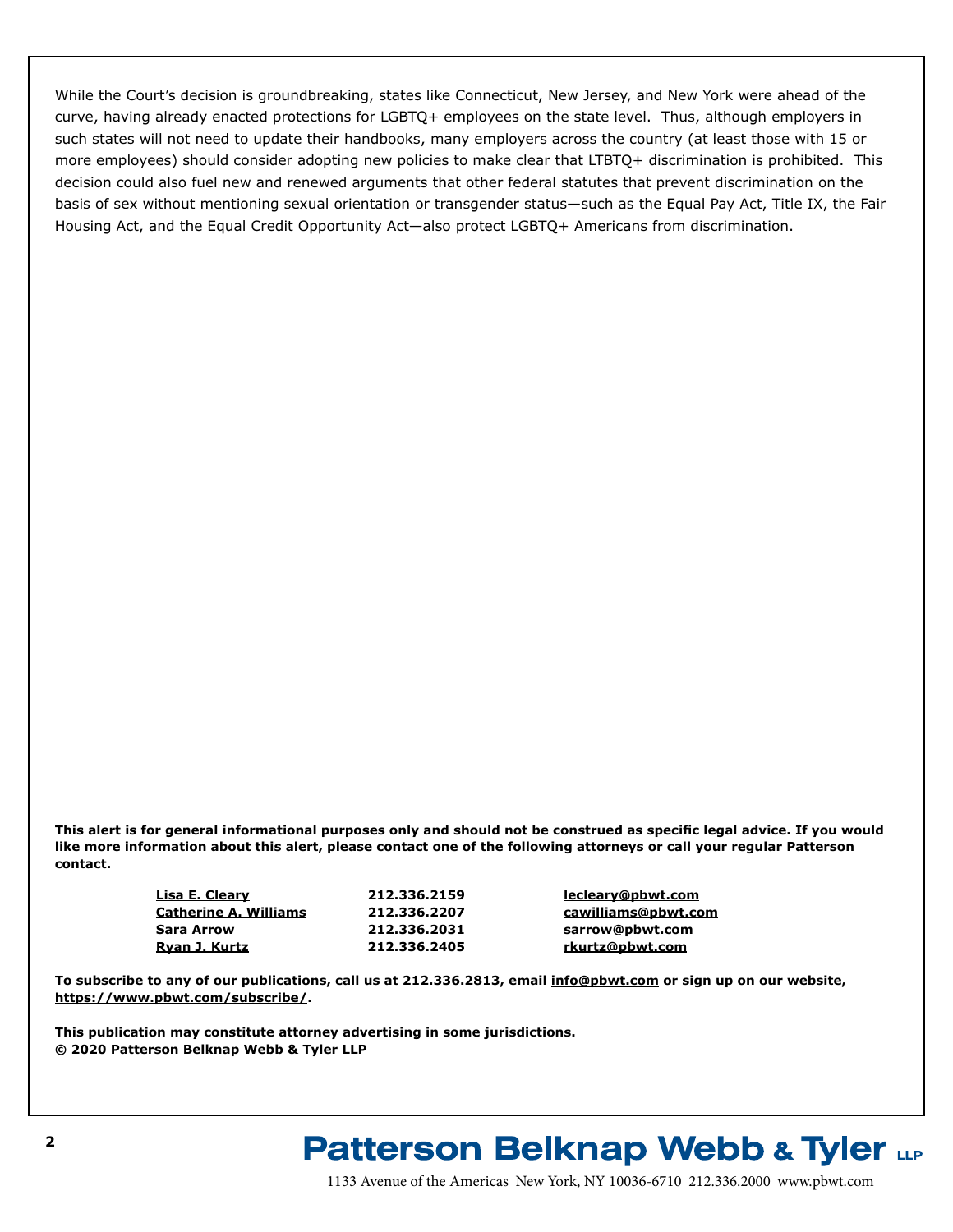While the Court's decision is groundbreaking, states like Connecticut, New Jersey, and New York were ahead of the curve, having already enacted protections for LGBTQ+ employees on the state level. Thus, although employers in such states will not need to update their handbooks, many employers across the country (at least those with 15 or more employees) should consider adopting new policies to make clear that LTBTQ+ discrimination is prohibited. This decision could also fuel new and renewed arguments that other federal statutes that prevent discrimination on the basis of sex without mentioning sexual orientation or transgender status—such as the Equal Pay Act, Title IX, the Fair Housing Act, and the Equal Credit Opportunity Act—also protect LGBTQ+ Americans from discrimination.

**This alert is for general informational purposes only and should not be construed as specific legal advice. If you would like more information about this alert, please contact one of the following attorneys or call your regular Patterson contact.**

| | | |
|---|---|---|
| **Lisa E. Cleary** | **212.336.2159** | **lecleary@pbwt.com** |
| **Catherine A. Williams** | **212.336.2207** | **cawilliams@pbwt.com** |
| **Sara Arrow** | **212.336.2031** | **sarrow@pbwt.com** |
| **Ryan J. Kurtz** | **212.336.2405** | **rkurtz@pbwt.com** |

**To subscribe to any of our publications, call us at 212.336.2813, email info@pbwt.com or sign up on our website, https://www.pbwt.com/subscribe/.**

**This publication may constitute attorney advertising in some jurisdictions.**
**© 2020 Patterson Belknap Webb & Tyler LLP**

**Patterson Belknap Webb & Tyler LLP**

1133 Avenue of the Americas New York, NY 10036-6710 212.336.2000 www.pbwt.com